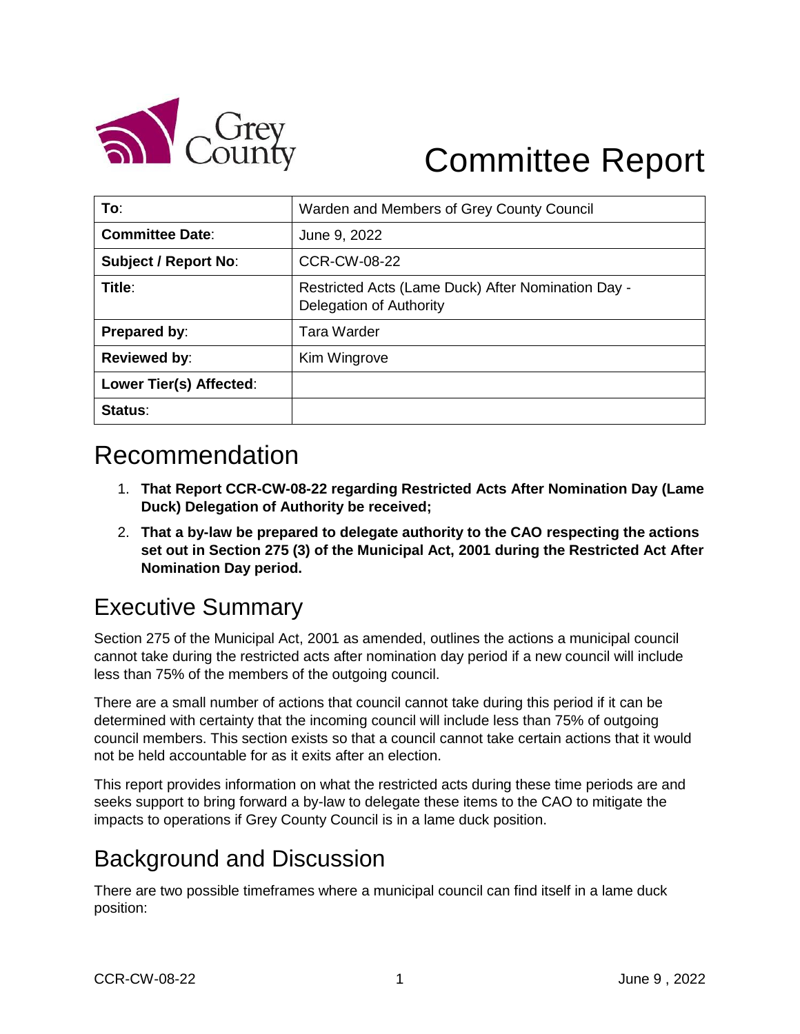Grey County

# Committee Report

| To: | Warden and Members of Grey County Council |
|---|---|
| Committee Date: | June 9, 2022 |
| Subject / Report No: | CCR-CW-08-22 |
| Title: | Restricted Acts (Lame Duck) After Nomination Day - Delegation of Authority |
| Prepared by: | Tara Warder |
| Reviewed by: | Kim Wingrove |
| Lower Tier(s) Affected: | |
| Status: | |

## Recommendation

1. **That Report CCR-CW-08-22 regarding Restricted Acts After Nomination Day (Lame Duck) Delegation of Authority be received;**
2. **That a by-law be prepared to delegate authority to the CAO respecting the actions set out in Section 275 (3) of the Municipal Act, 2001 during the Restricted Act After Nomination Day period.**

## Executive Summary

Section 275 of the Municipal Act, 2001 as amended, outlines the actions a municipal council cannot take during the restricted acts after nomination day period if a new council will include less than 75% of the members of the outgoing council.

There are a small number of actions that council cannot take during this period if it can be determined with certainty that the incoming council will include less than 75% of outgoing council members. This section exists so that a council cannot take certain actions that it would not be held accountable for as it exits after an election.

This report provides information on what the restricted acts during these time periods are and seeks support to bring forward a by-law to delegate these items to the CAO to mitigate the impacts to operations if Grey County Council is in a lame duck position.

## Background and Discussion

There are two possible timeframes where a municipal council can find itself in a lame duck position: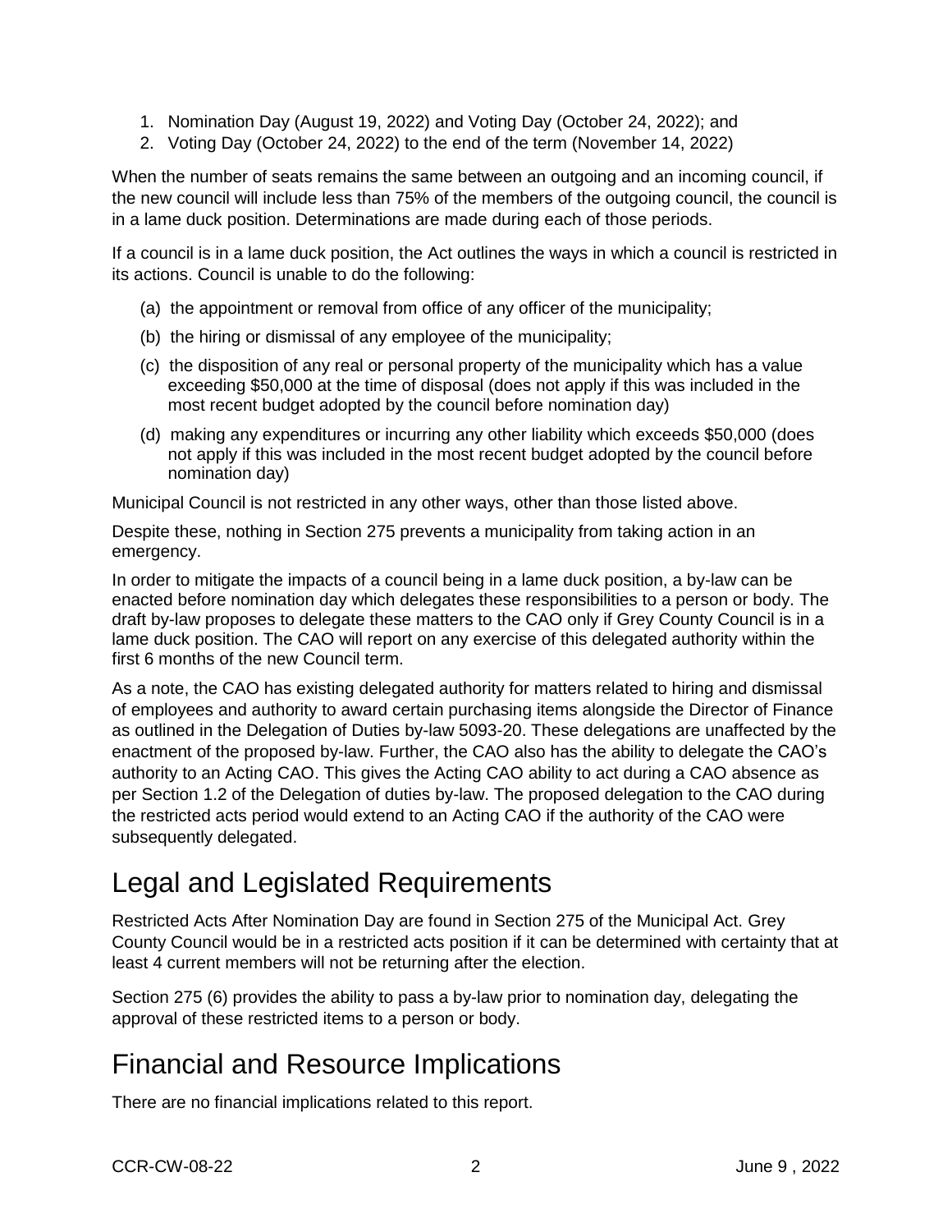1. Nomination Day (August 19, 2022) and Voting Day (October 24, 2022); and
2. Voting Day (October 24, 2022) to the end of the term (November 14, 2022)

When the number of seats remains the same between an outgoing and an incoming council, if the new council will include less than 75% of the members of the outgoing council, the council is in a lame duck position. Determinations are made during each of those periods.

If a council is in a lame duck position, the Act outlines the ways in which a council is restricted in its actions. Council is unable to do the following:

(a) the appointment or removal from office of any officer of the municipality;

(b) the hiring or dismissal of any employee of the municipality;

(c) the disposition of any real or personal property of the municipality which has a value exceeding $50,000 at the time of disposal (does not apply if this was included in the most recent budget adopted by the council before nomination day)

(d) making any expenditures or incurring any other liability which exceeds $50,000 (does not apply if this was included in the most recent budget adopted by the council before nomination day)

Municipal Council is not restricted in any other ways, other than those listed above.

Despite these, nothing in Section 275 prevents a municipality from taking action in an emergency.

In order to mitigate the impacts of a council being in a lame duck position, a by-law can be enacted before nomination day which delegates these responsibilities to a person or body. The draft by-law proposes to delegate these matters to the CAO only if Grey County Council is in a lame duck position. The CAO will report on any exercise of this delegated authority within the first 6 months of the new Council term.

As a note, the CAO has existing delegated authority for matters related to hiring and dismissal of employees and authority to award certain purchasing items alongside the Director of Finance as outlined in the Delegation of Duties by-law 5093-20. These delegations are unaffected by the enactment of the proposed by-law. Further, the CAO also has the ability to delegate the CAO's authority to an Acting CAO. This gives the Acting CAO ability to act during a CAO absence as per Section 1.2 of the Delegation of duties by-law. The proposed delegation to the CAO during the restricted acts period would extend to an Acting CAO if the authority of the CAO were subsequently delegated.

# Legal and Legislated Requirements

Restricted Acts After Nomination Day are found in Section 275 of the Municipal Act. Grey County Council would be in a restricted acts position if it can be determined with certainty that at least 4 current members will not be returning after the election.

Section 275 (6) provides the ability to pass a by-law prior to nomination day, delegating the approval of these restricted items to a person or body.

# Financial and Resource Implications

There are no financial implications related to this report.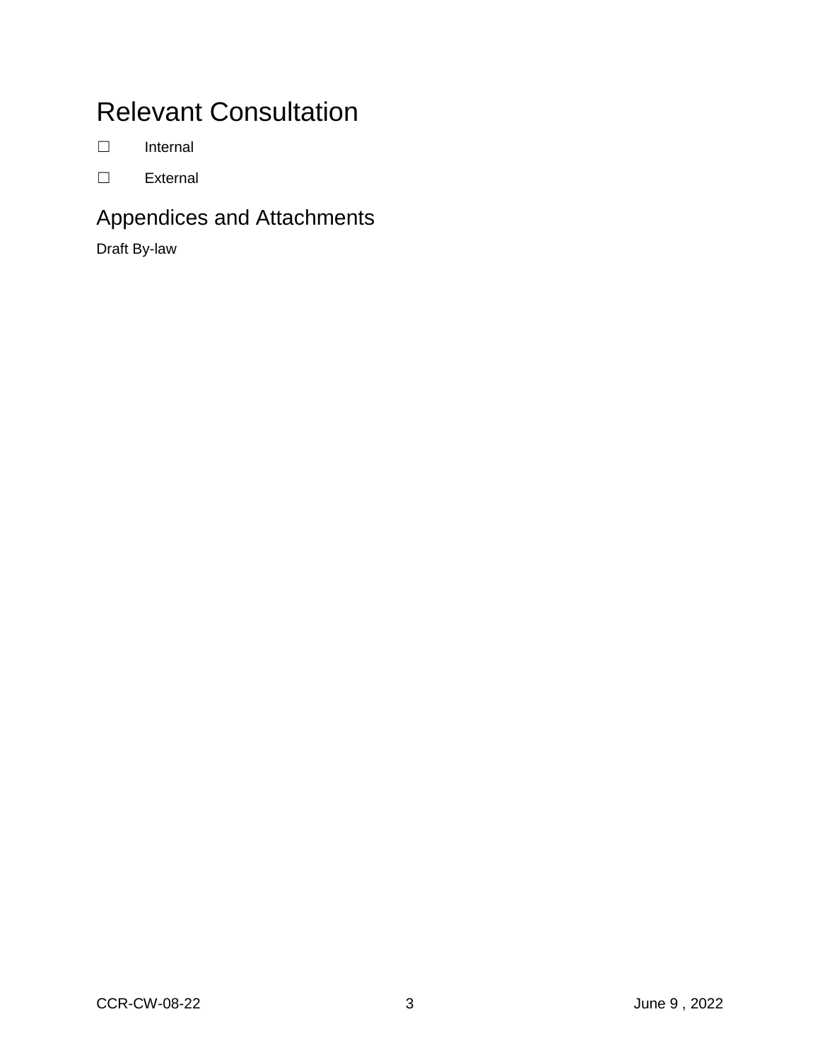## Relevant Consultation

☐ Internal

☐ External

### Appendices and Attachments

Draft By-law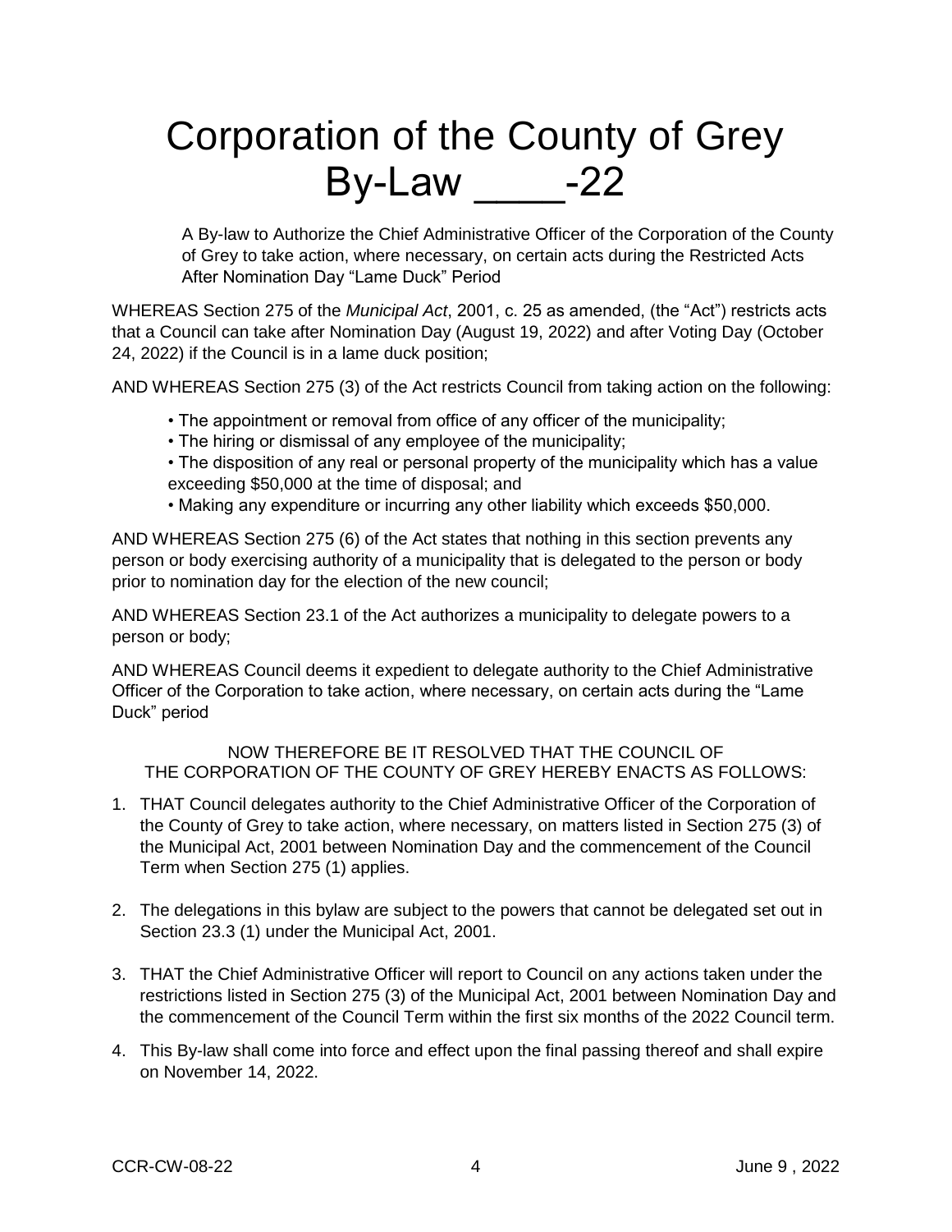# Corporation of the County of Grey
# By-Law ____-22

A By-law to Authorize the Chief Administrative Officer of the Corporation of the County of Grey to take action, where necessary, on certain acts during the Restricted Acts After Nomination Day "Lame Duck" Period

WHEREAS Section 275 of the *Municipal Act*, 2001, c. 25 as amended, (the "Act") restricts acts that a Council can take after Nomination Day (August 19, 2022) and after Voting Day (October 24, 2022) if the Council is in a lame duck position;

AND WHEREAS Section 275 (3) of the Act restricts Council from taking action on the following:

- The appointment or removal from office of any officer of the municipality;
- The hiring or dismissal of any employee of the municipality;
- The disposition of any real or personal property of the municipality which has a value exceeding $50,000 at the time of disposal; and
- Making any expenditure or incurring any other liability which exceeds $50,000.

AND WHEREAS Section 275 (6) of the Act states that nothing in this section prevents any person or body exercising authority of a municipality that is delegated to the person or body prior to nomination day for the election of the new council;

AND WHEREAS Section 23.1 of the Act authorizes a municipality to delegate powers to a person or body;

AND WHEREAS Council deems it expedient to delegate authority to the Chief Administrative Officer of the Corporation to take action, where necessary, on certain acts during the "Lame Duck" period

NOW THEREFORE BE IT RESOLVED THAT THE COUNCIL OF THE CORPORATION OF THE COUNTY OF GREY HEREBY ENACTS AS FOLLOWS:

1. THAT Council delegates authority to the Chief Administrative Officer of the Corporation of the County of Grey to take action, where necessary, on matters listed in Section 275 (3) of the Municipal Act, 2001 between Nomination Day and the commencement of the Council Term when Section 275 (1) applies.

2. The delegations in this bylaw are subject to the powers that cannot be delegated set out in Section 23.3 (1) under the Municipal Act, 2001.

3. THAT the Chief Administrative Officer will report to Council on any actions taken under the restrictions listed in Section 275 (3) of the Municipal Act, 2001 between Nomination Day and the commencement of the Council Term within the first six months of the 2022 Council term.

4. This By-law shall come into force and effect upon the final passing thereof and shall expire on November 14, 2022.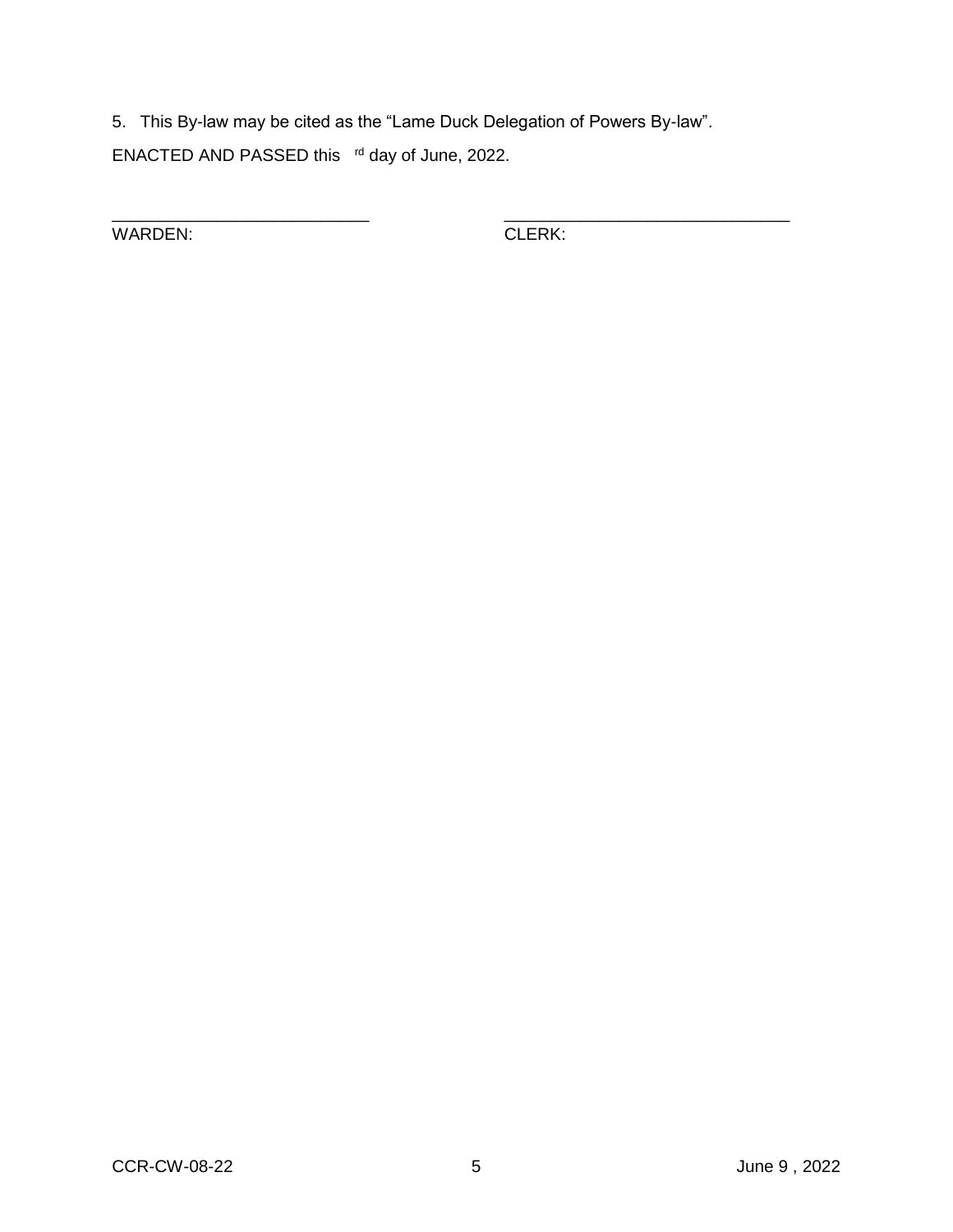5. This By-law may be cited as the "Lame Duck Delegation of Powers By-law".

ENACTED AND PASSED this rd day of June, 2022.

\_\_\_\_\_\_\_\_\_\_\_\_\_\_\_\_\_\_\_\_\_\_\_\_\_\_\_\_\_\_ &nbsp;&nbsp;&nbsp;&nbsp; \_\_\_\_\_\_\_\_\_\_\_\_\_\_\_\_\_\_\_\_\_\_\_\_\_\_\_\_\_\_\_\_\_\_

WARDEN: &nbsp;&nbsp;&nbsp;&nbsp; CLERK: